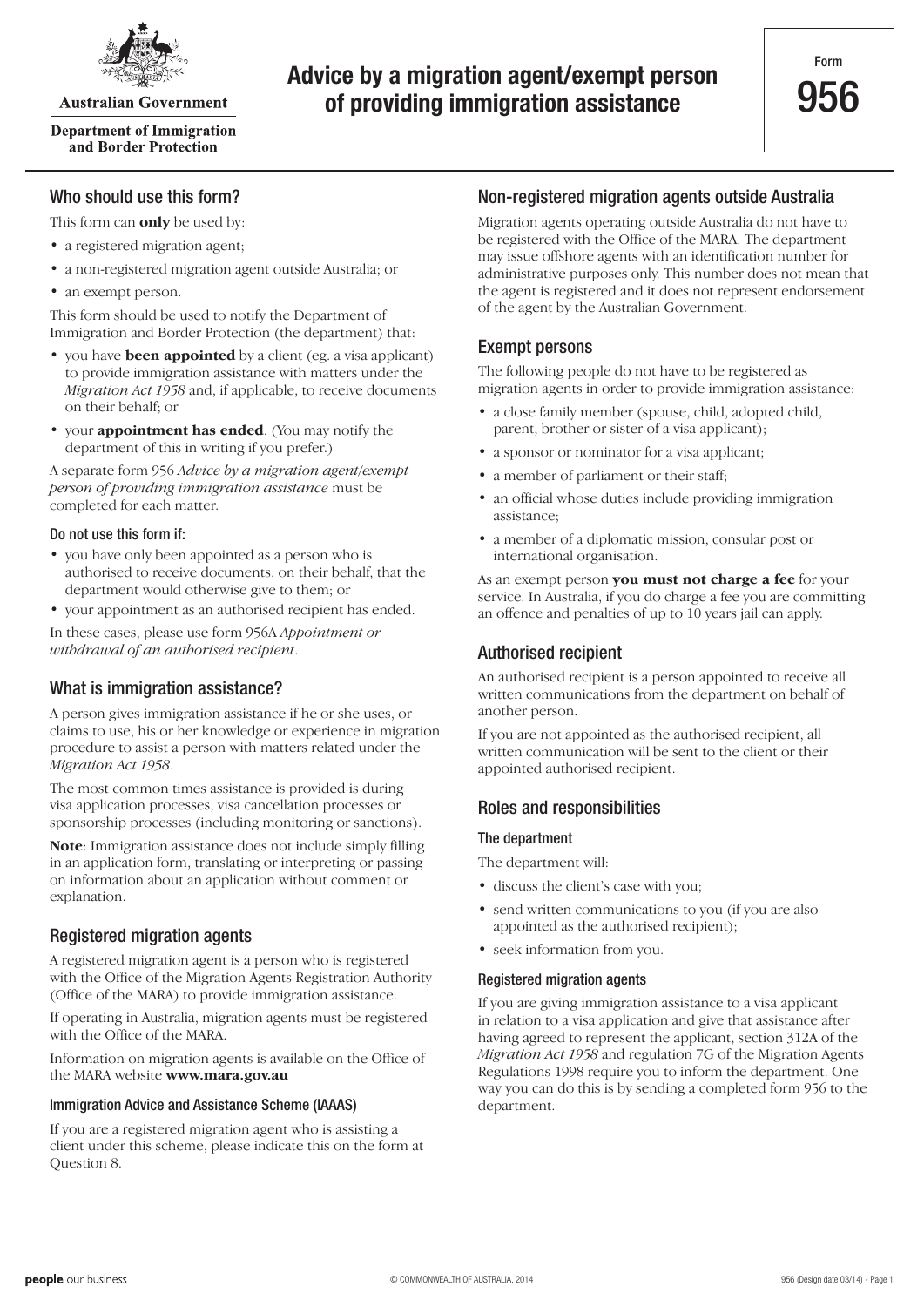Australian Government

Department of Immigration and Border Protection

# Advice by a migration agent/exempt person of providing immigration assistance

Form **956**

## Who should use this form?

This form can **only** be used by:

- a registered migration agent;
- a non-registered migration agent outside Australia; or
- an exempt person.

This form should be used to notify the Department of Immigration and Border Protection (the department) that:

- you have **been appointed** by a client (eg. a visa applicant) to provide immigration assistance with matters under the *Migration Act 1958* and, if applicable, to receive documents on their behalf; or
- your **appointment has ended**. (You may notify the department of this in writing if you prefer.)

A separate form 956 *Advice by a migration agent/exempt person of providing immigration assistance* must be completed for each matter.

### Do not use this form if:

- you have only been appointed as a person who is authorised to receive documents, on their behalf, that the department would otherwise give to them; or
- your appointment as an authorised recipient has ended.

In these cases, please use form 956A *Appointment or withdrawal of an authorised recipient*.

## What is immigration assistance?

A person gives immigration assistance if he or she uses, or claims to use, his or her knowledge or experience in migration procedure to assist a person with matters related under the *Migration Act 1958*.

The most common times assistance is provided is during visa application processes, visa cancellation processes or sponsorship processes (including monitoring or sanctions).

**Note**: Immigration assistance does not include simply filling in an application form, translating or interpreting or passing on information about an application without comment or explanation.

## Registered migration agents

A registered migration agent is a person who is registered with the Office of the Migration Agents Registration Authority (Office of the MARA) to provide immigration assistance.

If operating in Australia, migration agents must be registered with the Office of the MARA.

Information on migration agents is available on the Office of the MARA website **www.mara.gov.au**

### Immigration Advice and Assistance Scheme (IAAAS)

If you are a registered migration agent who is assisting a client under this scheme, please indicate this on the form at Question 8.

## Non-registered migration agents outside Australia

Migration agents operating outside Australia do not have to be registered with the Office of the MARA. The department may issue offshore agents with an identification number for administrative purposes only. This number does not mean that the agent is registered and it does not represent endorsement of the agent by the Australian Government.

## Exempt persons

The following people do not have to be registered as migration agents in order to provide immigration assistance:

- a close family member (spouse, child, adopted child, parent, brother or sister of a visa applicant);
- a sponsor or nominator for a visa applicant;
- a member of parliament or their staff;
- an official whose duties include providing immigration assistance;
- a member of a diplomatic mission, consular post or international organisation.

As an exempt person **you must not charge a fee** for your service. In Australia, if you do charge a fee you are committing an offence and penalties of up to 10 years jail can apply.

## Authorised recipient

An authorised recipient is a person appointed to receive all written communications from the department on behalf of another person.

If you are not appointed as the authorised recipient, all written communication will be sent to the client or their appointed authorised recipient.

## Roles and responsibilities

### The department

The department will:

- discuss the client's case with you;
- send written communications to you (if you are also appointed as the authorised recipient);
- seek information from you.

### Registered migration agents

If you are giving immigration assistance to a visa applicant in relation to a visa application and give that assistance after having agreed to represent the applicant, section 312A of the *Migration Act 1958* and regulation 7G of the Migration Agents Regulations 1998 require you to inform the department. One way you can do this is by sending a completed form 956 to the department.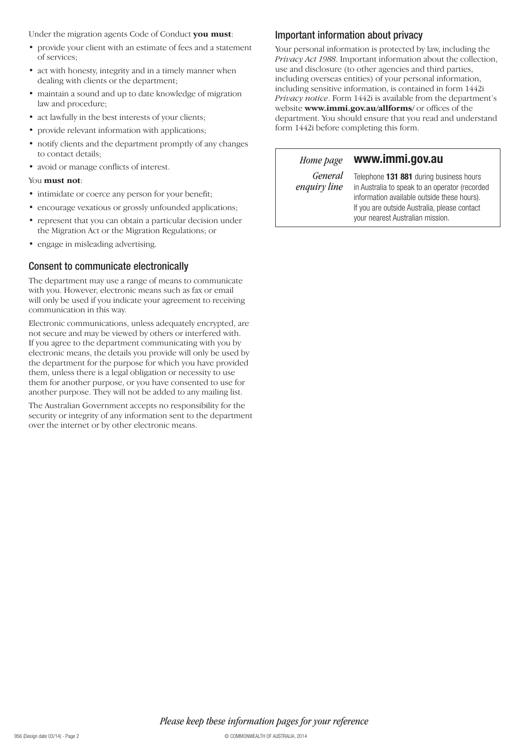Under the migration agents Code of Conduct **you must**:

- provide your client with an estimate of fees and a statement of services;
- act with honesty, integrity and in a timely manner when dealing with clients or the department;
- maintain a sound and up to date knowledge of migration law and procedure;
- act lawfully in the best interests of your clients;
- provide relevant information with applications;
- notify clients and the department promptly of any changes to contact details;
- avoid or manage conflicts of interest.

You **must not**:

- intimidate or coerce any person for your benefit;
- encourage vexatious or grossly unfounded applications;
- represent that you can obtain a particular decision under the Migration Act or the Migration Regulations; or
- engage in misleading advertising.

## Consent to communicate electronically

The department may use a range of means to communicate with you. However, electronic means such as fax or email will only be used if you indicate your agreement to receiving communication in this way.

Electronic communications, unless adequately encrypted, are not secure and may be viewed by others or interfered with. If you agree to the department communicating with you by electronic means, the details you provide will only be used by the department for the purpose for which you have provided them, unless there is a legal obligation or necessity to use them for another purpose, or you have consented to use for another purpose. They will not be added to any mailing list.

The Australian Government accepts no responsibility for the security or integrity of any information sent to the department over the internet or by other electronic means.

## Important information about privacy

Your personal information is protected by law, including the *Privacy Act 1988*. Important information about the collection, use and disclosure (to other agencies and third parties, including overseas entities) of your personal information, including sensitive information, is contained in form 1442i *Privacy notice*. Form 1442i is available from the department's website **www.immi.gov.au/allforms/** or offices of the department. You should ensure that you read and understand form 1442i before completing this form.

| | |
|---|---|
| *Home page* | **www.immi.gov.au** |
| *General enquiry line* | Telephone **131 881** during business hours in Australia to speak to an operator (recorded information available outside these hours). If you are outside Australia, please contact your nearest Australian mission. |

*Please keep these information pages for your reference*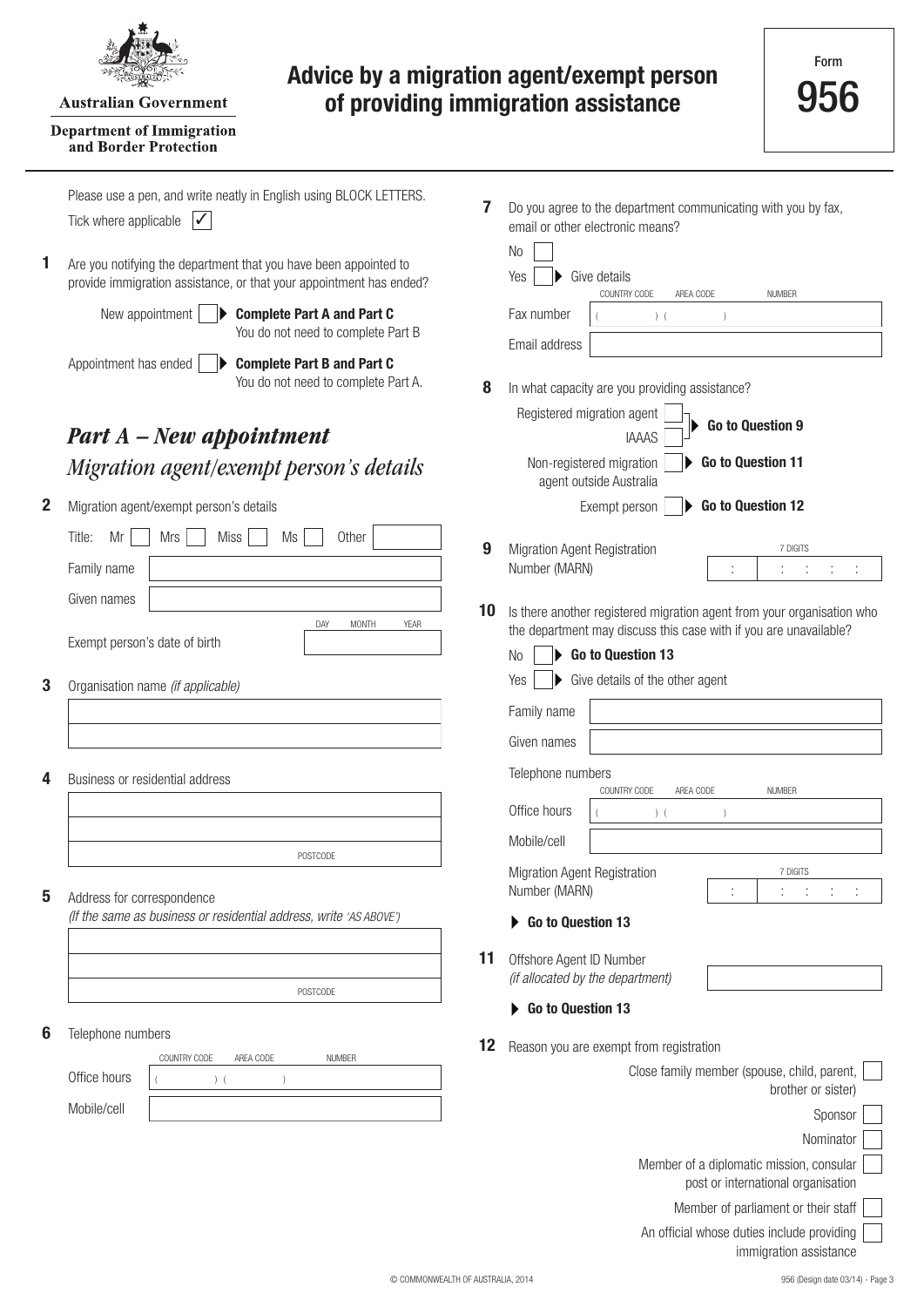Australian Government

Department of Immigration and Border Protection

# Advice by a migration agent/exempt person of providing immigration assistance

Form **956**

Please use a pen, and write neatly in English using BLOCK LETTERS.

Tick where applicable ✓

**1** Are you notifying the department that you have been appointed to provide immigration assistance, or that your appointment has ended?

- New appointment ☐ ▶ **Complete Part A and Part C** You do not need to complete Part B
- Appointment has ended ☐ ▶ **Complete Part B and Part C** You do not need to complete Part A.

## *Part A – New appointment*

### *Migration agent/exempt person's details*

**2** Migration agent/exempt person's details

Title: Mr ☐ Mrs ☐ Miss ☐ Ms ☐ Other ______

Family name ______

Given names ______

Exempt person's date of birth (DAY / MONTH / YEAR) ______

**3** Organisation name *(if applicable)*

______

**4** Business or residential address

______

POSTCODE ______

**5** Address for correspondence
*(If the same as business or residential address, write 'AS ABOVE')*

______

POSTCODE ______

**6** Telephone numbers

Office hours (COUNTRY CODE) (AREA CODE) NUMBER ______

Mobile/cell ______

**7** Do you agree to the department communicating with you by fax, email or other electronic means?

- No ☐
- Yes ☐ ▶ Give details

Fax number (COUNTRY CODE) (AREA CODE) NUMBER ______

Email address ______

**8** In what capacity are you providing assistance?

- Registered migration agent ☐ / IAAAS ☐ ▶ **Go to Question 9**
- Non-registered migration agent outside Australia ☐ ▶ **Go to Question 11**
- Exempt person ☐ ▶ **Go to Question 12**

**9** Migration Agent Registration Number (MARN) (7 DIGITS) ______

**10** Is there another registered migration agent from your organisation who the department may discuss this case with if you are unavailable?

- No ☐ ▶ **Go to Question 13**
- Yes ☐ ▶ Give details of the other agent

Family name ______

Given names ______

Telephone numbers

Office hours (COUNTRY CODE) (AREA CODE) NUMBER ______

Mobile/cell ______

Migration Agent Registration Number (MARN) (7 DIGITS) ______

▶ **Go to Question 13**

**11** Offshore Agent ID Number
*(if allocated by the department)* ______

▶ **Go to Question 13**

**12** Reason you are exempt from registration

- Close family member (spouse, child, parent, brother or sister) ☐
- Sponsor ☐
- Nominator ☐
- Member of a diplomatic mission, consular post or international organisation ☐
- Member of parliament or their staff ☐
- An official whose duties include providing immigration assistance ☐

© COMMONWEALTH OF AUSTRALIA, 2014

956 (Design date 03/14)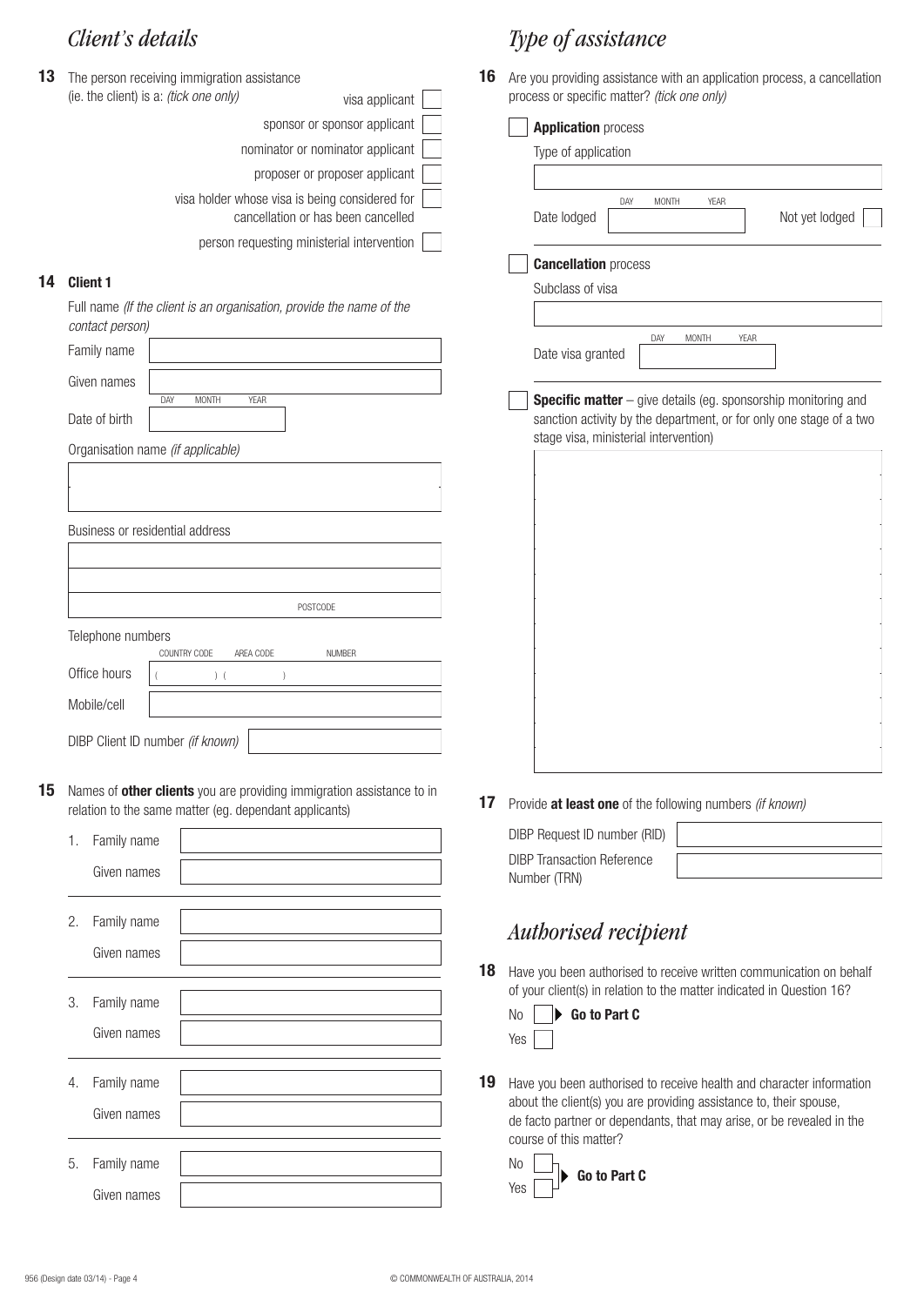## *Client's details*

**13** The person receiving immigration assistance (ie. the client) is a: *(tick one only)*

- visa applicant ☐
- sponsor or sponsor applicant ☐
- nominator or nominator applicant ☐
- proposer or proposer applicant ☐
- visa holder whose visa is being considered for cancellation or has been cancelled ☐
- person requesting ministerial intervention ☐

**14 Client 1**

Full name *(If the client is an organisation, provide the name of the contact person)*

Family name

Given names

Date of birth (DAY MONTH YEAR)

Organisation name *(if applicable)*

Business or residential address

POSTCODE

Telephone numbers

COUNTRY CODE AREA CODE NUMBER

Office hours ( ) ( )

Mobile/cell

DIBP Client ID number *(if known)*

**15** Names of **other clients** you are providing immigration assistance to in relation to the same matter (eg. dependant applicants)

1. Family name
   Given names
2. Family name
   Given names
3. Family name
   Given names
4. Family name
   Given names
5. Family name
   Given names

## *Type of assistance*

**16** Are you providing assistance with an application process, a cancellation process or specific matter? *(tick one only)*

☐ **Application** process

Type of application

Date lodged (DAY MONTH YEAR) Not yet lodged ☐

☐ **Cancellation** process

Subclass of visa

Date visa granted (DAY MONTH YEAR)

☐ **Specific matter** – give details (eg. sponsorship monitoring and sanction activity by the department, or for only one stage of a two stage visa, ministerial intervention)

**17** Provide **at least one** of the following numbers *(if known)*

DIBP Request ID number (RID)

DIBP Transaction Reference Number (TRN)

## *Authorised recipient*

**18** Have you been authorised to receive written communication on behalf of your client(s) in relation to the matter indicated in Question 16?

No ☐ ▶ **Go to Part C**

Yes ☐

**19** Have you been authorised to receive health and character information about the client(s) you are providing assistance to, their spouse, de facto partner or dependants, that may arise, or be revealed in the course of this matter?

No ☐

Yes ☐ ▶ **Go to Part C**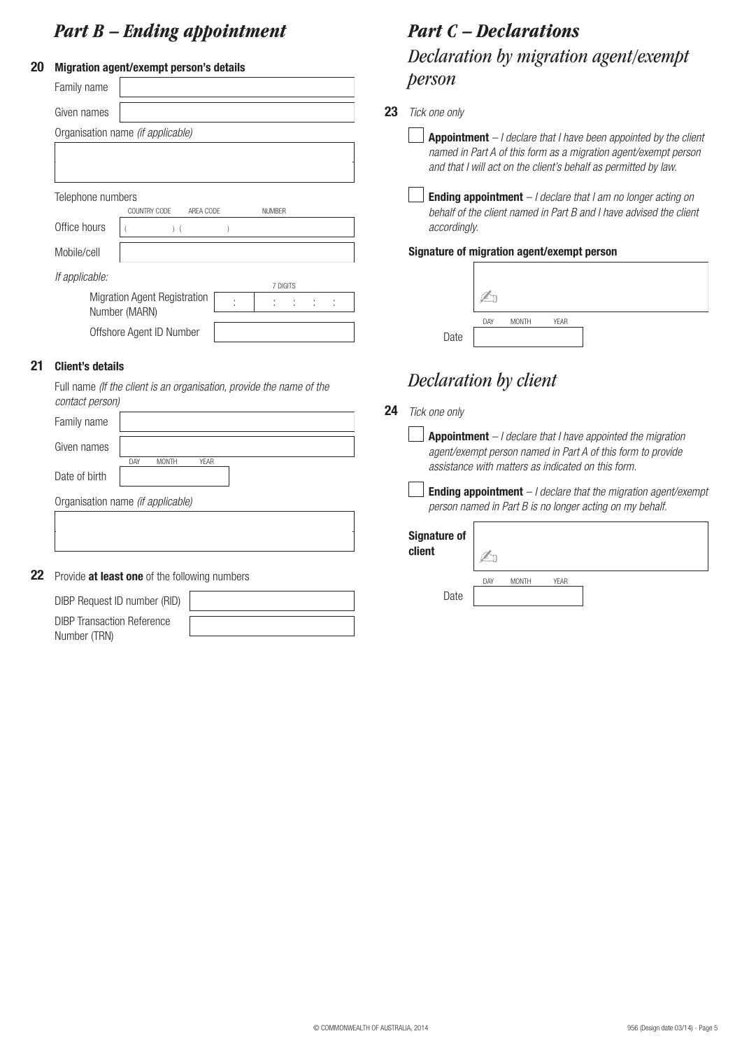## *Part B – Ending appointment*

**20 Migration agent/exempt person's details**

Family name

Given names

Organisation name *(if applicable)*

Telephone numbers

COUNTRY CODE AREA CODE NUMBER

Office hours ( ) ( )

Mobile/cell

*If applicable:*

7 DIGITS

Migration Agent Registration Number (MARN)

Offshore Agent ID Number

**21 Client's details**

Full name *(If the client is an organisation, provide the name of the contact person)*

Family name

Given names

DAY MONTH YEAR

Date of birth

Organisation name *(if applicable)*

**22** Provide **at least one** of the following numbers

DIBP Request ID number (RID)

DIBP Transaction Reference Number (TRN)

## *Part C – Declarations*

### *Declaration by migration agent/exempt person*

**23** *Tick one only*

☐ **Appointment** – *I declare that I have been appointed by the client named in Part A of this form as a migration agent/exempt person and that I will act on the client's behalf as permitted by law.*

☐ **Ending appointment** – *I declare that I am no longer acting on behalf of the client named in Part B and I have advised the client accordingly.*

**Signature of migration agent/exempt person**

DAY MONTH YEAR

Date

### *Declaration by client*

**24** *Tick one only*

☐ **Appointment** – *I declare that I have appointed the migration agent/exempt person named in Part A of this form to provide assistance with matters as indicated on this form.*

☐ **Ending appointment** – *I declare that the migration agent/exempt person named in Part B is no longer acting on my behalf.*

**Signature of client**

DAY MONTH YEAR

Date

© COMMONWEALTH OF AUSTRALIA, 2014

956 (Design date 03/14)